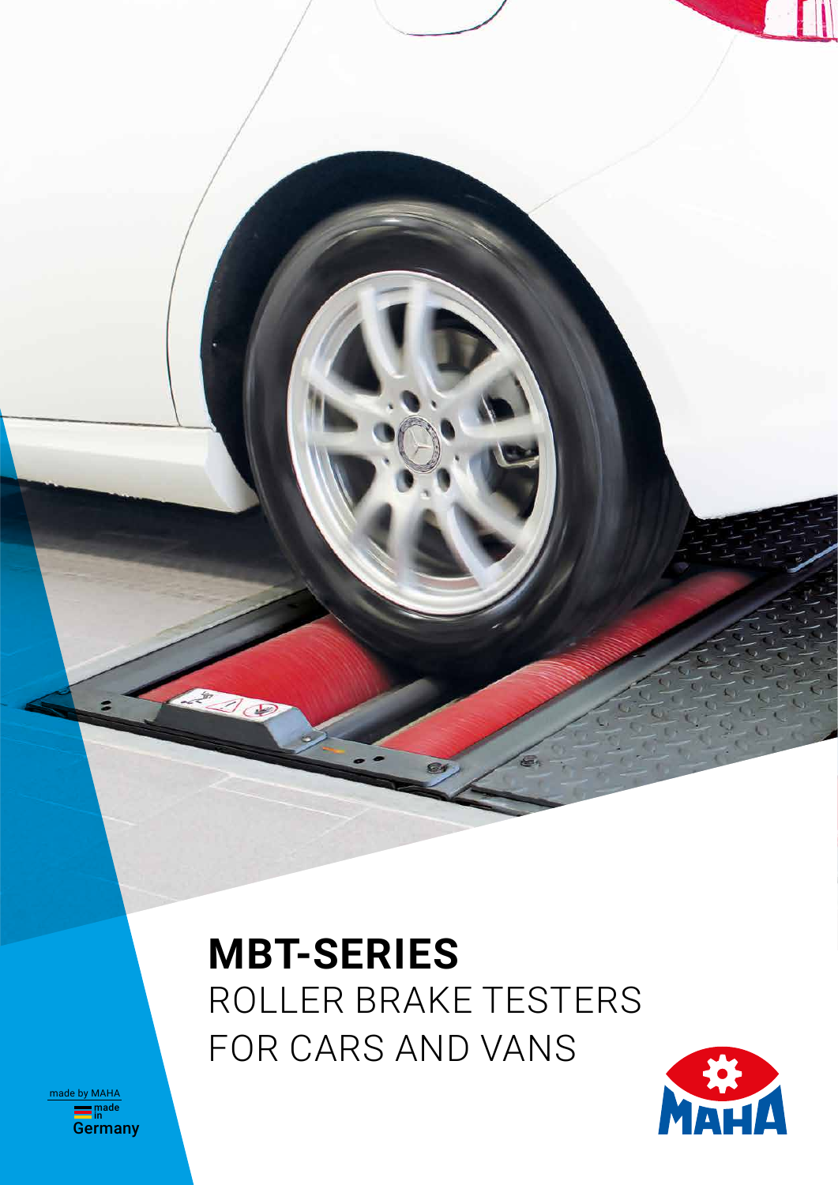# MBT-SERIES

ROLLER BRAKE TESTERS
FOR CARS AND VANS

made by MAHA
made in Germany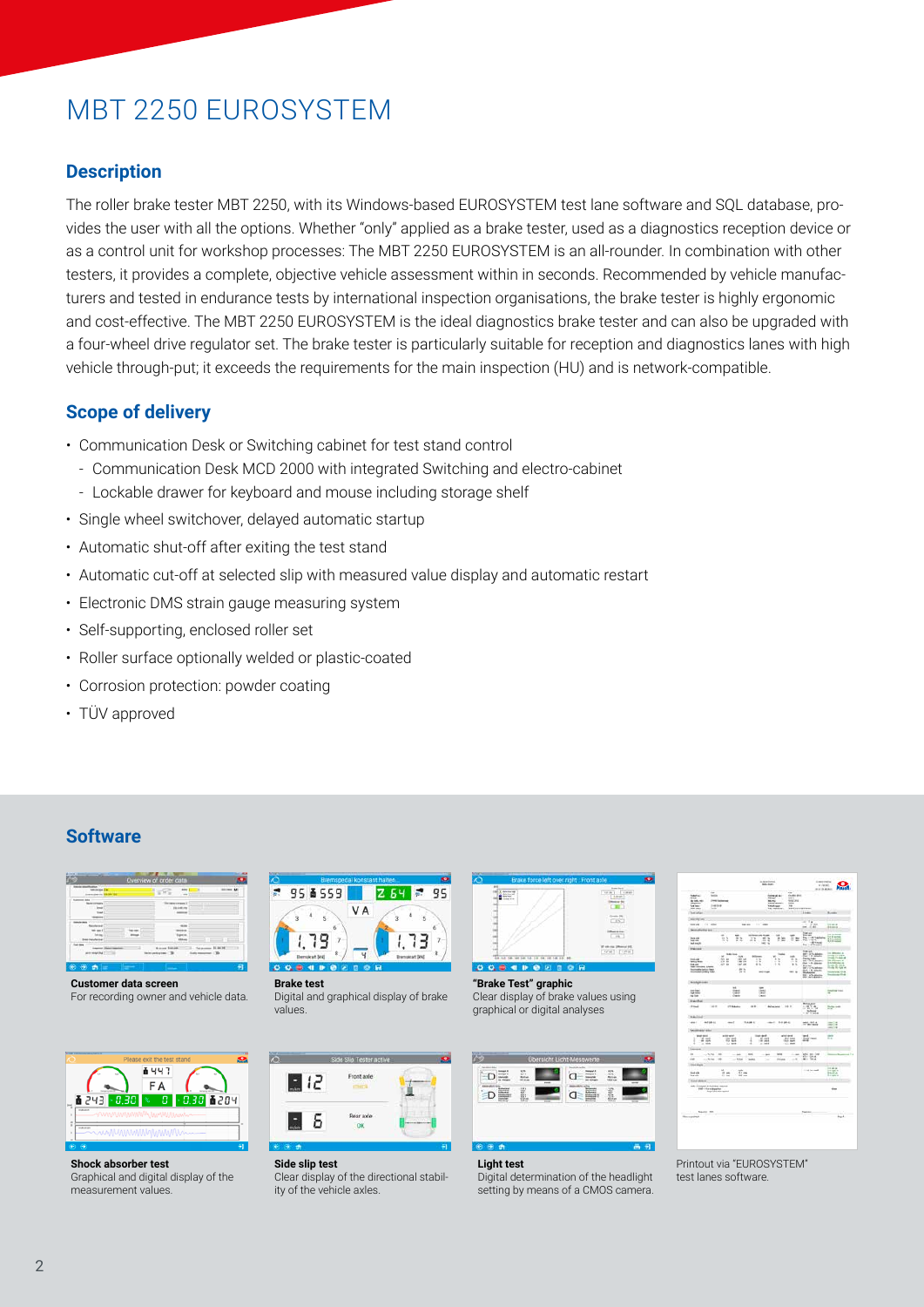# MBT 2250 EUROSYSTEM

## Description

The roller brake tester MBT 2250, with its Windows-based EUROSYSTEM test lane software and SQL database, provides the user with all the options. Whether "only" applied as a brake tester, used as a diagnostics reception device or as a control unit for workshop processes: The MBT 2250 EUROSYSTEM is an all-rounder. In combination with other testers, it provides a complete, objective vehicle assessment within in seconds. Recommended by vehicle manufacturers and tested in endurance tests by international inspection organisations, the brake tester is highly ergonomic and cost-effective. The MBT 2250 EUROSYSTEM is the ideal diagnostics brake tester and can also be upgraded with a four-wheel drive regulator set. The brake tester is particularly suitable for reception and diagnostics lanes with high vehicle through-put; it exceeds the requirements for the main inspection (HU) and is network-compatible.

## Scope of delivery

- Communication Desk or Switching cabinet for test stand control
  - Communication Desk MCD 2000 with integrated Switching and electro-cabinet
  - Lockable drawer for keyboard and mouse including storage shelf
- Single wheel switchover, delayed automatic startup
- Automatic shut-off after exiting the test stand
- Automatic cut-off at selected slip with measured value display and automatic restart
- Electronic DMS strain gauge measuring system
- Self-supporting, enclosed roller set
- Roller surface optionally welded or plastic-coated
- Corrosion protection: powder coating
- TÜV approved

## Software

**Customer data screen**
For recording owner and vehicle data.

**Brake test**
Digital and graphical display of brake values.

**"Brake Test" graphic**
Clear display of brake values using graphical or digital analyses

**Shock absorber test**
Graphical and digital display of the measurement values.

**Side slip test**
Clear display of the directional stability of the vehicle axles.

**Light test**
Digital determination of the headlight setting by means of a CMOS camera.

Printout via "EUROSYSTEM" test lanes software.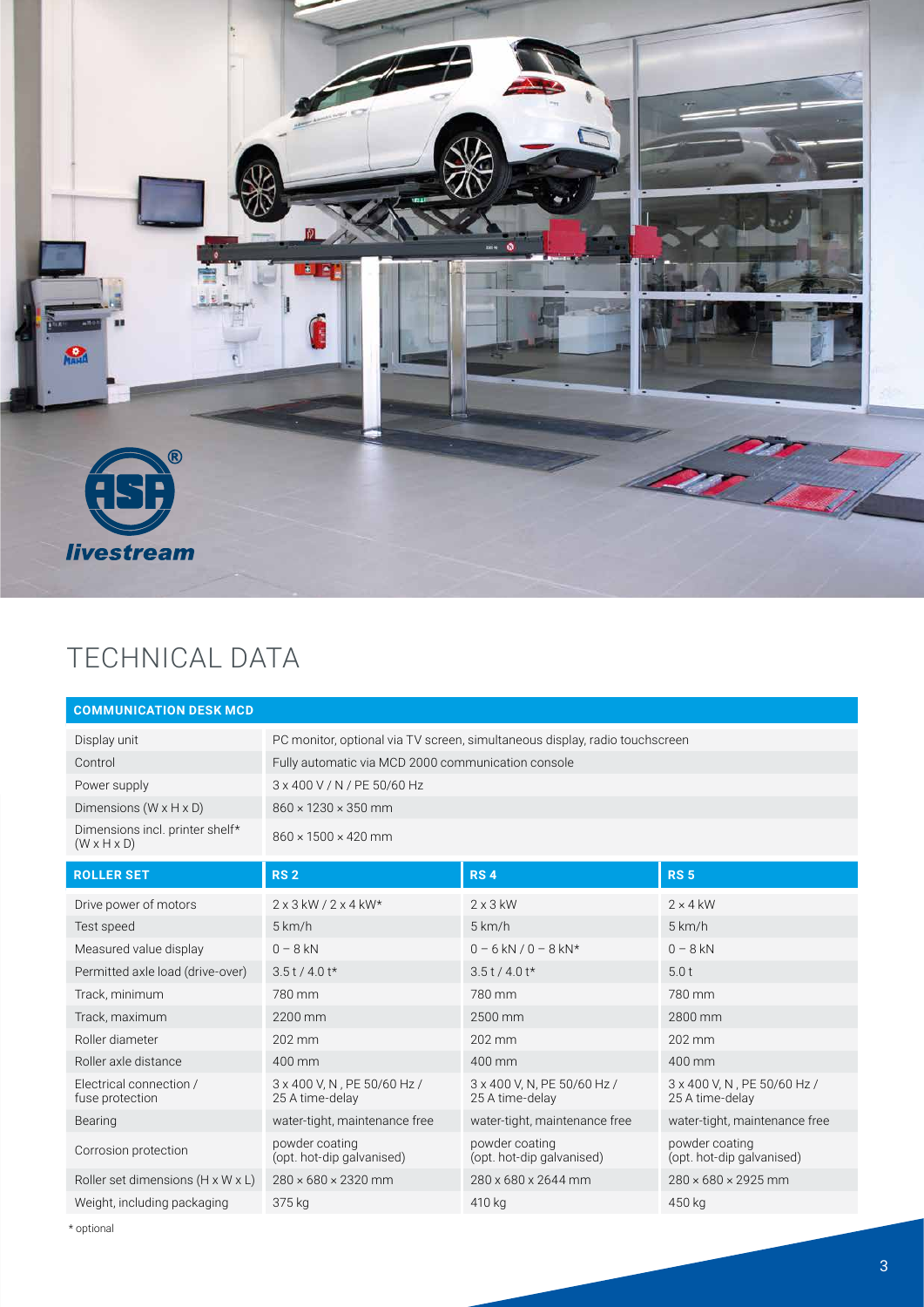# TECHNICAL DATA

| COMMUNICATION DESK MCD | | | |
|---|---|---|---|
| Display unit | PC monitor, optional via TV screen, simultaneous display, radio touchscreen | | |
| Control | Fully automatic via MCD 2000 communication console | | |
| Power supply | 3 x 400 V / N / PE 50/60 Hz | | |
| Dimensions (W x H x D) | 860 × 1230 × 350 mm | | |
| Dimensions incl. printer shelf* (W x H x D) | 860 × 1500 × 420 mm | | |

| ROLLER SET | RS 2 | RS 4 | RS 5 |
|---|---|---|---|
| Drive power of motors | 2 x 3 kW / 2 x 4 kW* | 2 x 3 kW | 2 × 4 kW |
| Test speed | 5 km/h | 5 km/h | 5 km/h |
| Measured value display | 0 – 8 kN | 0 – 6 kN / 0 – 8 kN* | 0 – 8 kN |
| Permitted axle load (drive-over) | 3.5 t / 4.0 t* | 3.5 t / 4.0 t* | 5.0 t |
| Track, minimum | 780 mm | 780 mm | 780 mm |
| Track, maximum | 2200 mm | 2500 mm | 2800 mm |
| Roller diameter | 202 mm | 202 mm | 202 mm |
| Roller axle distance | 400 mm | 400 mm | 400 mm |
| Electrical connection / fuse protection | 3 x 400 V, N , PE 50/60 Hz / 25 A time-delay | 3 x 400 V, N, PE 50/60 Hz / 25 A time-delay | 3 x 400 V, N , PE 50/60 Hz / 25 A time-delay |
| Bearing | water-tight, maintenance free | water-tight, maintenance free | water-tight, maintenance free |
| Corrosion protection | powder coating (opt. hot-dip galvanised) | powder coating (opt. hot-dip galvanised) | powder coating (opt. hot-dip galvanised) |
| Roller set dimensions (H x W x L) | 280 × 680 × 2320 mm | 280 x 680 x 2644 mm | 280 × 680 × 2925 mm |
| Weight, including packaging | 375 kg | 410 kg | 450 kg |

* optional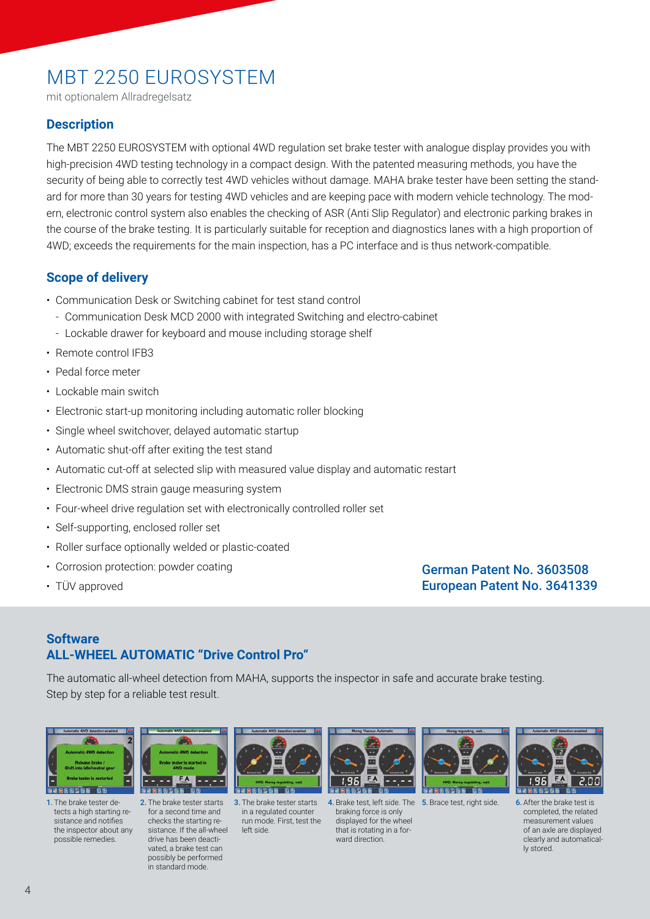# MBT 2250 EUROSYSTEM

mit optionalem Allradregelsatz

## Description

The MBT 2250 EUROSYSTEM with optional 4WD regulation set brake tester with analogue display provides you with high-precision 4WD testing technology in a compact design. With the patented measuring methods, you have the security of being able to correctly test 4WD vehicles without damage. MAHA brake tester have been setting the standard for more than 30 years for testing 4WD vehicles and are keeping pace with modern vehicle technology. The modern, electronic control system also enables the checking of ASR (Anti Slip Regulator) and electronic parking brakes in the course of the brake testing. It is particularly suitable for reception and diagnostics lanes with a high proportion of 4WD; exceeds the requirements for the main inspection, has a PC interface and is thus network-compatible.

## Scope of delivery

- Communication Desk or Switching cabinet for test stand control
  - Communication Desk MCD 2000 with integrated Switching and electro-cabinet
  - Lockable drawer for keyboard and mouse including storage shelf
- Remote control IFB3
- Pedal force meter
- Lockable main switch
- Electronic start-up monitoring including automatic roller blocking
- Single wheel switchover, delayed automatic startup
- Automatic shut-off after exiting the test stand
- Automatic cut-off at selected slip with measured value display and automatic restart
- Electronic DMS strain gauge measuring system
- Four-wheel drive regulation set with electronically controlled roller set
- Self-supporting, enclosed roller set
- Roller surface optionally welded or plastic-coated
- Corrosion protection: powder coating
- TÜV approved

**German Patent No. 3603508**
**European Patent No. 3641339**

## Software
## ALL-WHEEL AUTOMATIC "Drive Control Pro"

The automatic all-wheel detection from MAHA, supports the inspector in safe and accurate brake testing. Step by step for a reliable test result.

**1.** The brake tester detects a high starting resistance and notifies the inspector about any possible remedies.

**2.** The brake tester starts for a second time and checks the starting resistance. If the all-wheel drive has been deactivated, a brake test can possibly be performed in standard mode.

**3.** The brake tester starts in a regulated counter run mode. First, test the left side.

**4.** Brake test, left side. The braking force is only displayed for the wheel that is rotating in a forward direction.

**5.** Brace test, right side.

**6.** After the brake test is completed, the related measurement values of an axle are displayed clearly and automatically stored.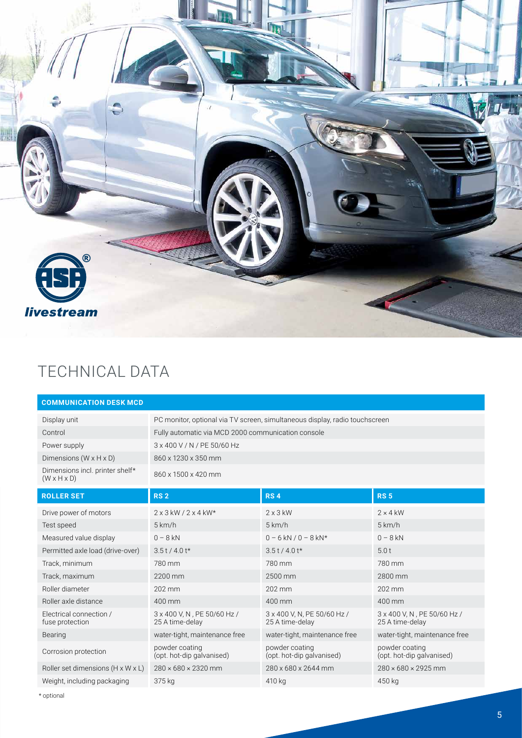# TECHNICAL DATA

| COMMUNICATION DESK MCD | |
|---|---|
| Display unit | PC monitor, optional via TV screen, simultaneous display, radio touchscreen |
| Control | Fully automatic via MCD 2000 communication console |
| Power supply | 3 x 400 V / N / PE 50/60 Hz |
| Dimensions (W x H x D) | 860 x 1230 x 350 mm |
| Dimensions incl. printer shelf* (W x H x D) | 860 x 1500 x 420 mm |

| ROLLER SET | RS 2 | RS 4 | RS 5 |
|---|---|---|---|
| Drive power of motors | 2 x 3 kW / 2 x 4 kW* | 2 x 3 kW | 2 × 4 kW |
| Test speed | 5 km/h | 5 km/h | 5 km/h |
| Measured value display | 0 – 8 kN | 0 – 6 kN / 0 – 8 kN* | 0 – 8 kN |
| Permitted axle load (drive-over) | 3.5 t / 4.0 t* | 3.5 t / 4.0 t* | 5.0 t |
| Track, minimum | 780 mm | 780 mm | 780 mm |
| Track, maximum | 2200 mm | 2500 mm | 2800 mm |
| Roller diameter | 202 mm | 202 mm | 202 mm |
| Roller axle distance | 400 mm | 400 mm | 400 mm |
| Electrical connection / fuse protection | 3 x 400 V, N , PE 50/60 Hz / 25 A time-delay | 3 x 400 V, N, PE 50/60 Hz / 25 A time-delay | 3 x 400 V, N , PE 50/60 Hz / 25 A time-delay |
| Bearing | water-tight, maintenance free | water-tight, maintenance free | water-tight, maintenance free |
| Corrosion protection | powder coating (opt. hot-dip galvanised) | powder coating (opt. hot-dip galvanised) | powder coating (opt. hot-dip galvanised) |
| Roller set dimensions (H x W x L) | 280 × 680 × 2320 mm | 280 x 680 x 2644 mm | 280 × 680 × 2925 mm |
| Weight, including packaging | 375 kg | 410 kg | 450 kg |

\* optional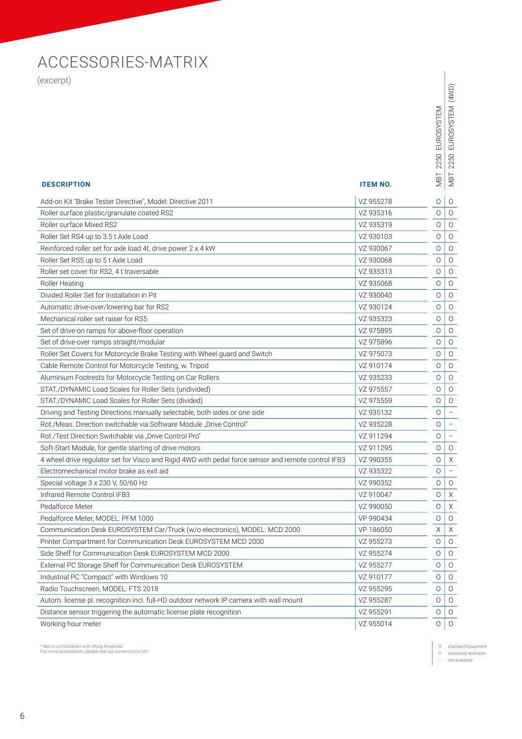# ACCESSORIES-MATRIX

(excerpt)

| DESCRIPTION | ITEM NO. | MBT 2250 EUROSYSTEM | MBT 2250 EUROSYSTEM (4WD) |
|---|---|---|---|
| Add-on Kit "Brake Tester Directive", Model: Directive 2011 | VZ 955278 | O | O |
| Roller surface plastic/granulate coated RS2 | VZ 935316 | O | O |
| Roller surface Mixed RS2 | VZ 935319 | O | O |
| Roller Set RS4 up to 3.5 t Axle Load | VZ 930103 | O | O |
| Reinforced roller set for axle load 4t, drive power 2 x 4 kW | VZ 930067 | O | O |
| Roller Set RS5 up to 5 t Axle Load | VZ 930068 | O | O |
| Roller set cover for RS2, 4 t traversable | VZ 935313 | O | O |
| Roller Heating | VZ 935068 | O | O |
| Divided Roller Set for Installation in Pit | VZ 930040 | O | O |
| Automatic drive-over/lowering bar for RS2 | VZ 930124 | O | O |
| Mechanical roller set raiser for RS5 | VZ 935323 | O | O |
| Set of drive-on ramps for above-floor operation | VZ 975895 | O | O |
| Set of drive-over ramps straight/modular | VZ 975896 | O | O |
| Roller Set Covers for Motorcycle Brake Testing with Wheel guard and Switch | VZ 975073 | O | O |
| Cable Remote Control for Motorcycle Testing, w. Tripod | VZ 910174 | O | O |
| Aluminium Footrests for Motorcycle Testing on Car Rollers | VZ 935233 | O | O |
| STAT./DYNAMIC Load Scales for Roller Sets (undivided) | VZ 975557 | O | O |
| STAT./DYNAMIC Load Scales for Roller Sets (divided) | VZ 975559 | O | O |
| Driving and Testing Directions manually selectable, both sides or one side | VZ 935132 | O | – |
| Rot./Meas. Direction switchable via Software Module „Drive Control" | VZ 935228 | O | – |
| Rot./Test Direction Switchable via „Drive Control Pro" | VZ 911294 | O | – |
| Soft-Start Module, for gentle starting of drive motors | VZ 911295 | O | O |
| 4 wheel drive regulator set for Visco and Rigid 4WD with pedal force sensor and remote control IFB3 | VZ 990355 | O | X |
| Electromechanical motor brake as exit aid | VZ 935322 | O | – |
| Special voltage 3 x 230 V, 50/60 Hz | VZ 990352 | O | O |
| Infrared Remote Control IFB3 | VZ 910047 | O | X |
| Pedalforce Meter | VZ 990050 | O | X |
| Pedalforce Meter, MODEL: PFM 1000 | VP 990434 | O | O |
| Communication Desk EUROSYSTEM Car/Truck (w/o electronics), MODEL: MCD 2000 | VP 186050 | X | X |
| Printer Compartment for Communication Desk EUROSYSTEM MCD 2000 | VZ 955273 | O | O |
| Side Shelf for Communication Desk EUROSYSTEM MCD 2000 | VZ 955274 | O | O |
| External PC Storage Shelf for Communication Desk EUROSYSTEM | VZ 955277 | O | O |
| Industrial PC "Compact" with Windows 10 | VZ 910177 | O | O |
| Radio Touchscreen, MODEL: FTS 2018 | VZ 955295 | O | O |
| Autom. license pl. recognition incl. full-HD outdoor network IP camera with wall mount | VZ 955287 | O | O |
| Distance sensor triggering the automatic license plate recognition | VZ 955291 | O | O |
| Working hour meter | VZ 955014 | O | O |

* Not in combination with lifting threshold
For more accessories, please see our current price list!

X standard equipment
O optionally available
– not available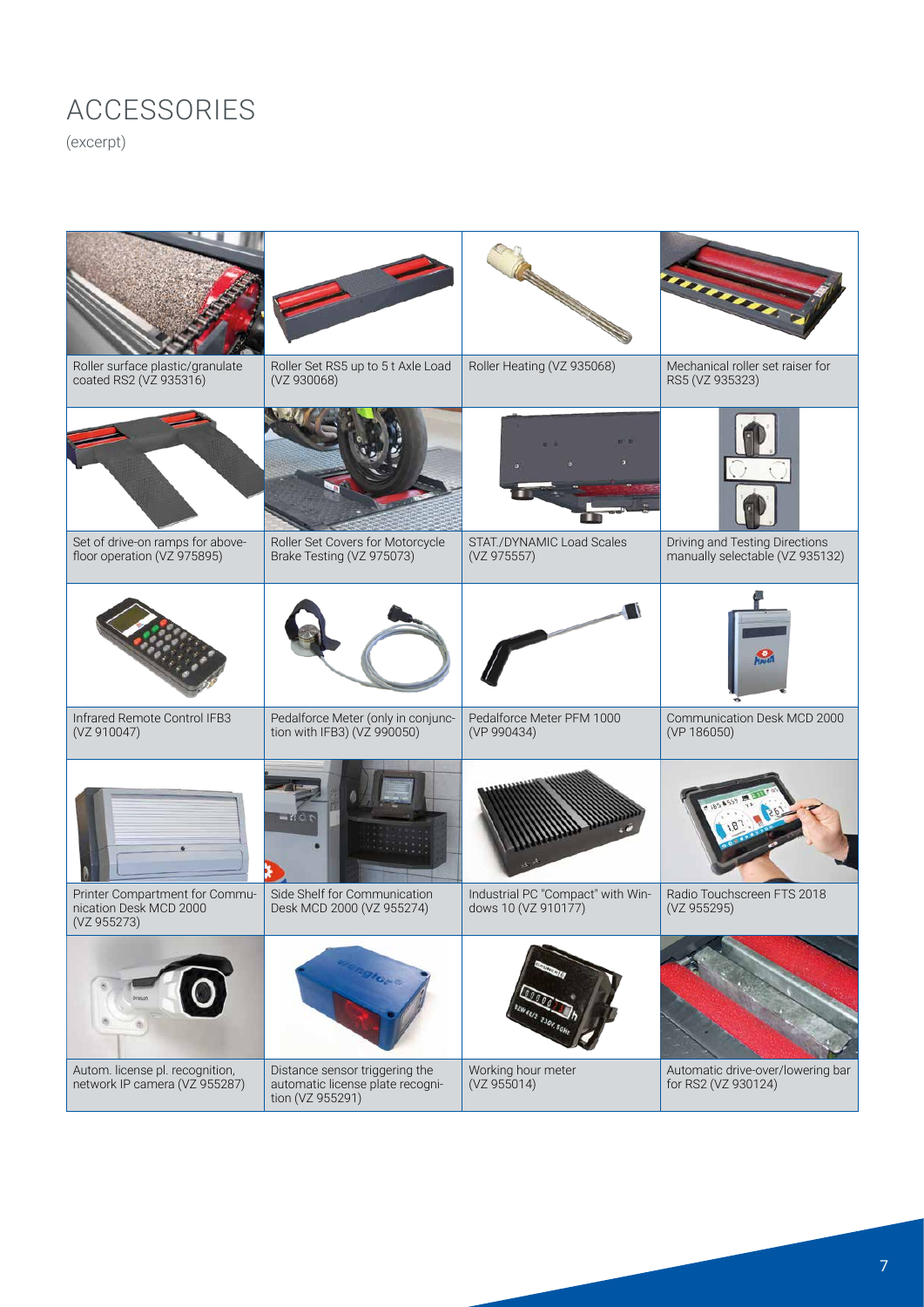# ACCESSORIES

(excerpt)

| | | | |
|---|---|---|---|
| Roller surface plastic/granulate coated RS2 (VZ 935316) | Roller Set RS5 up to 5 t Axle Load (VZ 930068) | Roller Heating (VZ 935068) | Mechanical roller set raiser for RS5 (VZ 935323) |
| Set of drive-on ramps for above-floor operation (VZ 975895) | Roller Set Covers for Motorcycle Brake Testing (VZ 975073) | STAT./DYNAMIC Load Scales (VZ 975557) | Driving and Testing Directions manually selectable (VZ 935132) |
| Infrared Remote Control IFB3 (VZ 910047) | Pedalforce Meter (only in conjunction with IFB3) (VZ 990050) | Pedalforce Meter PFM 1000 (VP 990434) | Communication Desk MCD 2000 (VP 186050) |
| Printer Compartment for Communication Desk MCD 2000 (VZ 955273) | Side Shelf for Communication Desk MCD 2000 (VZ 955274) | Industrial PC "Compact" with Windows 10 (VZ 910177) | Radio Touchscreen FTS 2018 (VZ 955295) |
| Autom. license pl. recognition, network IP camera (VZ 955287) | Distance sensor triggering the automatic license plate recognition (VZ 955291) | Working hour meter (VZ 955014) | Automatic drive-over/lowering bar for RS2 (VZ 930124) |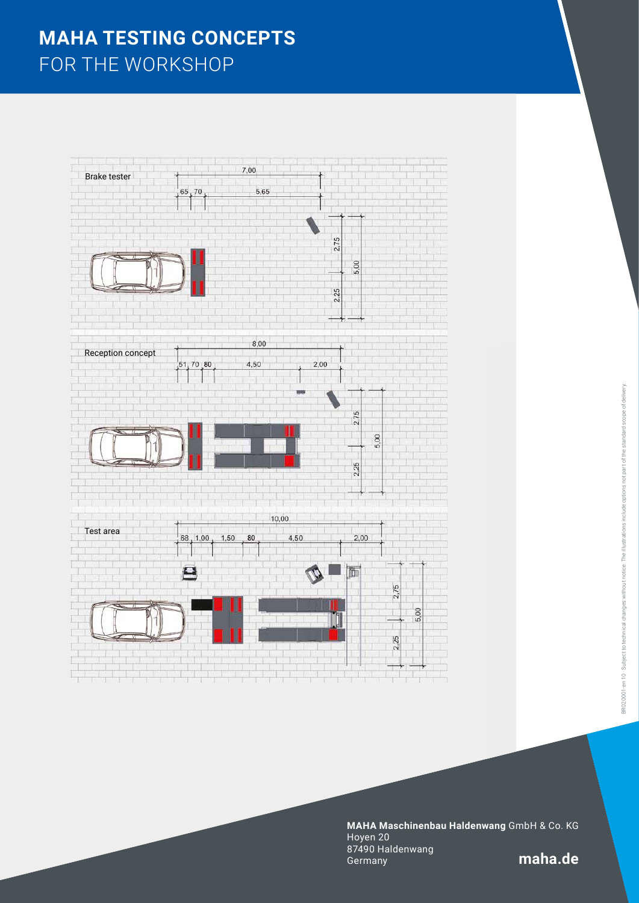# MAHA TESTING CONCEPTS
## FOR THE WORKSHOP

Brake tester

7,00

65 70 5,65

2,75

5,00

2,25

Reception concept

8,00

51 70 80 4,50 2,00

2,75

5,00

2,25

Test area

10,00

68 1,00 1,50 80 4,50 2,00

2,75

5,00

2,25

BR020001-en 10 · Subject to technical changes without notice. The illustrations include options not part of the standard scope of delivery.

**MAHA Maschinenbau Haldenwang** GmbH & Co. KG
Hoyen 20
87490 Haldenwang
Germany

**maha.de**